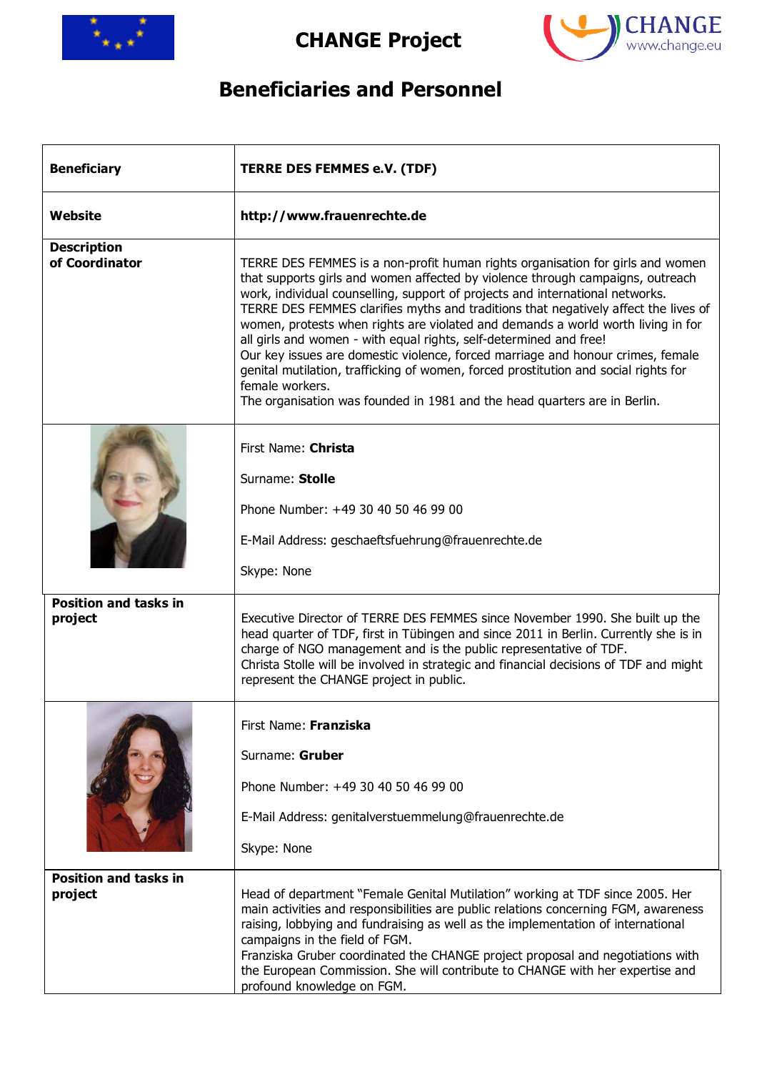# CHANGE Project

## Beneficiaries and Personnel

| **Beneficiary** | **TERRE DES FEMMES e.V. (TDF)** |
|---|---|
| **Website** | **http://www.frauenrechte.de** |
| **Description of Coordinator** | TERRE DES FEMMES is a non-profit human rights organisation for girls and women that supports girls and women affected by violence through campaigns, outreach work, individual counselling, support of projects and international networks. TERRE DES FEMMES clarifies myths and traditions that negatively affect the lives of women, protests when rights are violated and demands a world worth living in for all girls and women - with equal rights, self-determined and free! Our key issues are domestic violence, forced marriage and honour crimes, female genital mutilation, trafficking of women, forced prostitution and social rights for female workers. The organisation was founded in 1981 and the head quarters are in Berlin. |
| | First Name: **Christa**<br><br>Surname: **Stolle**<br><br>Phone Number: +49 30 40 50 46 99 00<br><br>E-Mail Address: geschaeftsfuehrung@frauenrechte.de<br><br>Skype: None |
| **Position and tasks in project** | Executive Director of TERRE DES FEMMES since November 1990. She built up the head quarter of TDF, first in Tübingen and since 2011 in Berlin. Currently she is in charge of NGO management and is the public representative of TDF. Christa Stolle will be involved in strategic and financial decisions of TDF and might represent the CHANGE project in public. |
| | First Name: **Franziska**<br><br>Surname: **Gruber**<br><br>Phone Number: +49 30 40 50 46 99 00<br><br>E-Mail Address: genitalverstuemmelung@frauenrechte.de<br><br>Skype: None |
| **Position and tasks in project** | Head of department "Female Genital Mutilation" working at TDF since 2005. Her main activities and responsibilities are public relations concerning FGM, awareness raising, lobbying and fundraising as well as the implementation of international campaigns in the field of FGM. Franziska Gruber coordinated the CHANGE project proposal and negotiations with the European Commission. She will contribute to CHANGE with her expertise and profound knowledge on FGM. |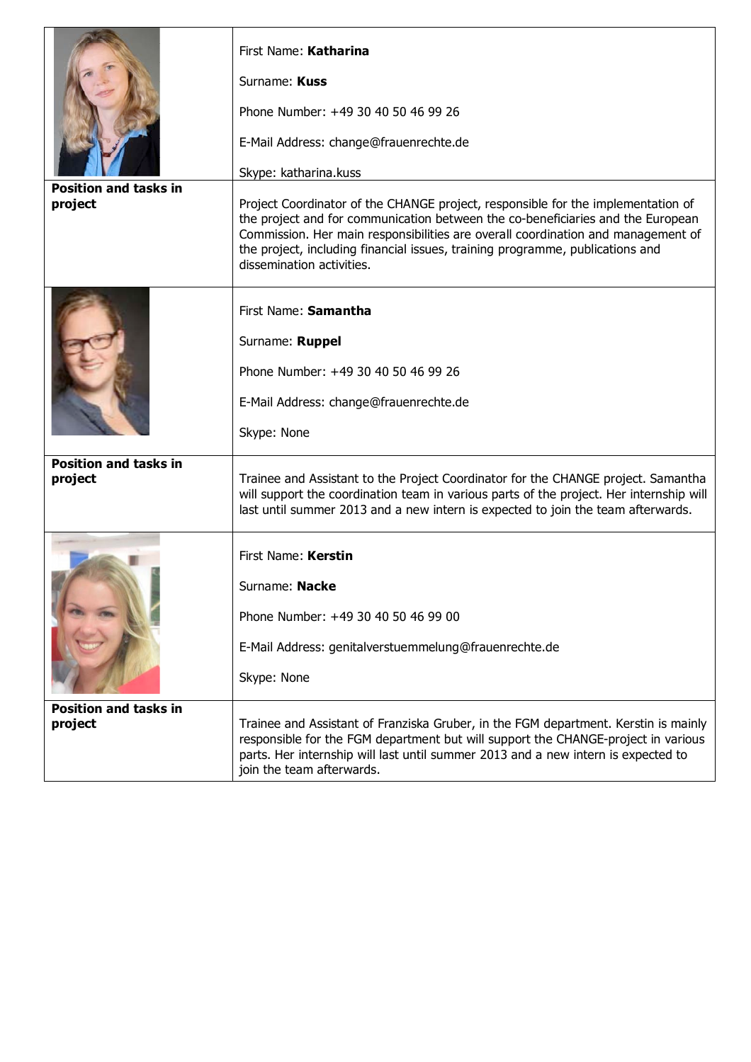| | |
|---|---|
| | First Name: **Katharina**<br><br>Surname: **Kuss**<br><br>Phone Number: +49 30 40 50 46 99 26<br><br>E-Mail Address: change@frauenrechte.de<br><br>Skype: katharina.kuss |
| **Position and tasks in project** | Project Coordinator of the CHANGE project, responsible for the implementation of the project and for communication between the co-beneficiaries and the European Commission. Her main responsibilities are overall coordination and management of the project, including financial issues, training programme, publications and dissemination activities. |
| | First Name: **Samantha**<br><br>Surname: **Ruppel**<br><br>Phone Number: +49 30 40 50 46 99 26<br><br>E-Mail Address: change@frauenrechte.de<br><br>Skype: None |
| **Position and tasks in project** | Trainee and Assistant to the Project Coordinator for the CHANGE project. Samantha will support the coordination team in various parts of the project. Her internship will last until summer 2013 and a new intern is expected to join the team afterwards. |
| | First Name: **Kerstin**<br><br>Surname: **Nacke**<br><br>Phone Number: +49 30 40 50 46 99 00<br><br>E-Mail Address: genitalverstuemmelung@frauenrechte.de<br><br>Skype: None |
| **Position and tasks in project** | Trainee and Assistant of Franziska Gruber, in the FGM department. Kerstin is mainly responsible for the FGM department but will support the CHANGE-project in various parts. Her internship will last until summer 2013 and a new intern is expected to join the team afterwards. |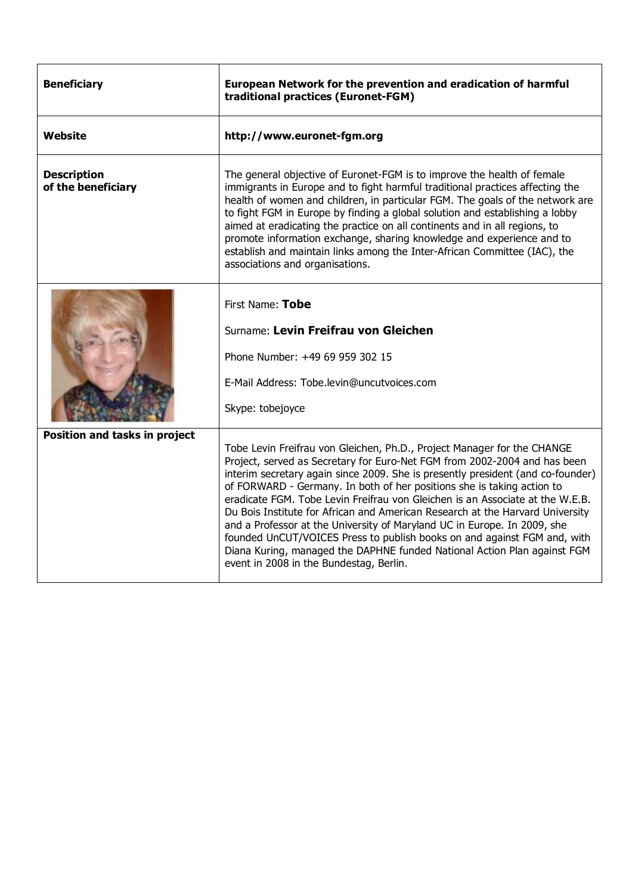| | |
|---|---|
| **Beneficiary** | **European Network for the prevention and eradication of harmful traditional practices (Euronet-FGM)** |
| **Website** | **http://www.euronet-fgm.org** |
| **Description of the beneficiary** | The general objective of Euronet-FGM is to improve the health of female immigrants in Europe and to fight harmful traditional practices affecting the health of women and children, in particular FGM. The goals of the network are to fight FGM in Europe by finding a global solution and establishing a lobby aimed at eradicating the practice on all continents and in all regions, to promote information exchange, sharing knowledge and experience and to establish and maintain links among the Inter-African Committee (IAC), the associations and organisations. |
| | First Name: **Tobe**<br><br>Surname: **Levin Freifrau von Gleichen**<br><br>Phone Number: +49 69 959 302 15<br><br>E-Mail Address: Tobe.levin@uncutvoices.com<br><br>Skype: tobejoyce |
| **Position and tasks in project** | Tobe Levin Freifrau von Gleichen, Ph.D., Project Manager for the CHANGE Project, served as Secretary for Euro-Net FGM from 2002-2004 and has been interim secretary again since 2009. She is presently president (and co-founder) of FORWARD - Germany. In both of her positions she is taking action to eradicate FGM. Tobe Levin Freifrau von Gleichen is an Associate at the W.E.B. Du Bois Institute for African and American Research at the Harvard University and a Professor at the University of Maryland UC in Europe. In 2009, she founded UnCUT/VOICES Press to publish books on and against FGM and, with Diana Kuring, managed the DAPHNE funded National Action Plan against FGM event in 2008 in the Bundestag, Berlin. |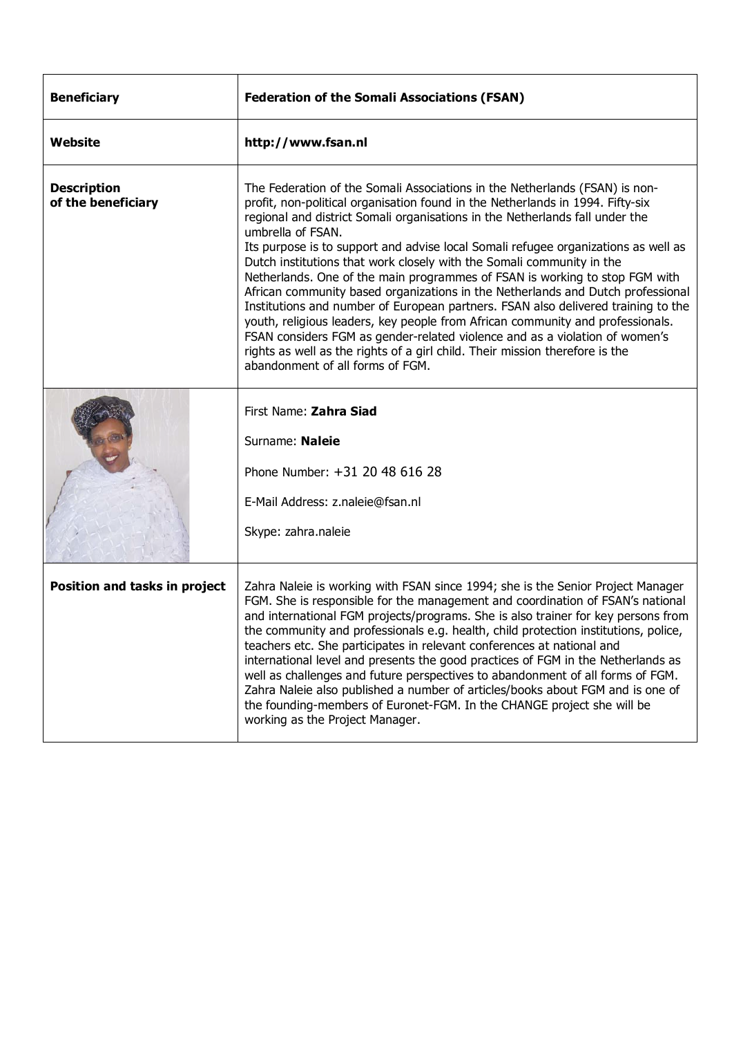| **Beneficiary** | **Federation of the Somali Associations (FSAN)** |
|---|---|
| **Website** | **http://www.fsan.nl** |
| **Description of the beneficiary** | The Federation of the Somali Associations in the Netherlands (FSAN) is non-profit, non-political organisation found in the Netherlands in 1994. Fifty-six regional and district Somali organisations in the Netherlands fall under the umbrella of FSAN.<br>Its purpose is to support and advise local Somali refugee organizations as well as Dutch institutions that work closely with the Somali community in the Netherlands. One of the main programmes of FSAN is working to stop FGM with African community based organizations in the Netherlands and Dutch professional Institutions and number of European partners. FSAN also delivered training to the youth, religious leaders, key people from African community and professionals. FSAN considers FGM as gender-related violence and as a violation of women's rights as well as the rights of a girl child. Their mission therefore is the abandonment of all forms of FGM. |
| | First Name: **Zahra Siad**<br>Surname: **Naleie**<br>Phone Number: +31 20 48 616 28<br>E-Mail Address: z.naleie@fsan.nl<br>Skype: zahra.naleie |
| **Position and tasks in project** | Zahra Naleie is working with FSAN since 1994; she is the Senior Project Manager FGM. She is responsible for the management and coordination of FSAN's national and international FGM projects/programs. She is also trainer for key persons from the community and professionals e.g. health, child protection institutions, police, teachers etc. She participates in relevant conferences at national and international level and presents the good practices of FGM in the Netherlands as well as challenges and future perspectives to abandonment of all forms of FGM. Zahra Naleie also published a number of articles/books about FGM and is one of the founding-members of Euronet-FGM. In the CHANGE project she will be working as the Project Manager. |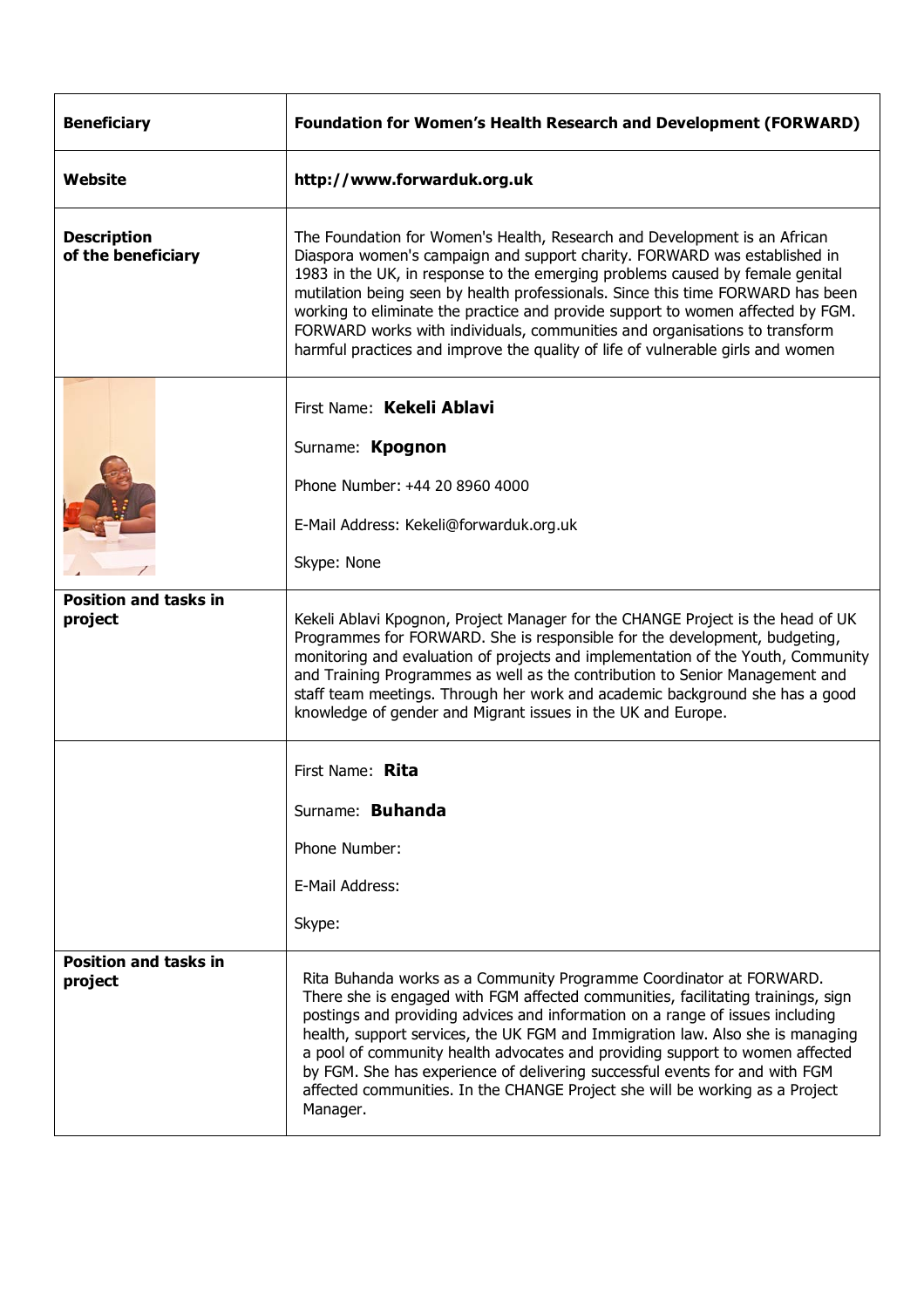| **Beneficiary** | **Foundation for Women's Health Research and Development (FORWARD)** |
|---|---|
| **Website** | **http://www.forwarduk.org.uk** |
| **Description of the beneficiary** | The Foundation for Women's Health, Research and Development is an African Diaspora women's campaign and support charity. FORWARD was established in 1983 in the UK, in response to the emerging problems caused by female genital mutilation being seen by health professionals. Since this time FORWARD has been working to eliminate the practice and provide support to women affected by FGM. FORWARD works with individuals, communities and organisations to transform harmful practices and improve the quality of life of vulnerable girls and women |
| | First Name: **Kekeli Ablavi**<br><br>Surname: **Kpognon**<br><br>Phone Number: +44 20 8960 4000<br><br>E-Mail Address: Kekeli@forwarduk.org.uk<br><br>Skype: None |
| **Position and tasks in project** | Kekeli Ablavi Kpognon, Project Manager for the CHANGE Project is the head of UK Programmes for FORWARD. She is responsible for the development, budgeting, monitoring and evaluation of projects and implementation of the Youth, Community and Training Programmes as well as the contribution to Senior Management and staff team meetings. Through her work and academic background she has a good knowledge of gender and Migrant issues in the UK and Europe. |
| | First Name: **Rita**<br><br>Surname: **Buhanda**<br><br>Phone Number:<br><br>E-Mail Address:<br><br>Skype: |
| **Position and tasks in project** | Rita Buhanda works as a Community Programme Coordinator at FORWARD. There she is engaged with FGM affected communities, facilitating trainings, sign postings and providing advices and information on a range of issues including health, support services, the UK FGM and Immigration law. Also she is managing a pool of community health advocates and providing support to women affected by FGM. She has experience of delivering successful events for and with FGM affected communities. In the CHANGE Project she will be working as a Project Manager. |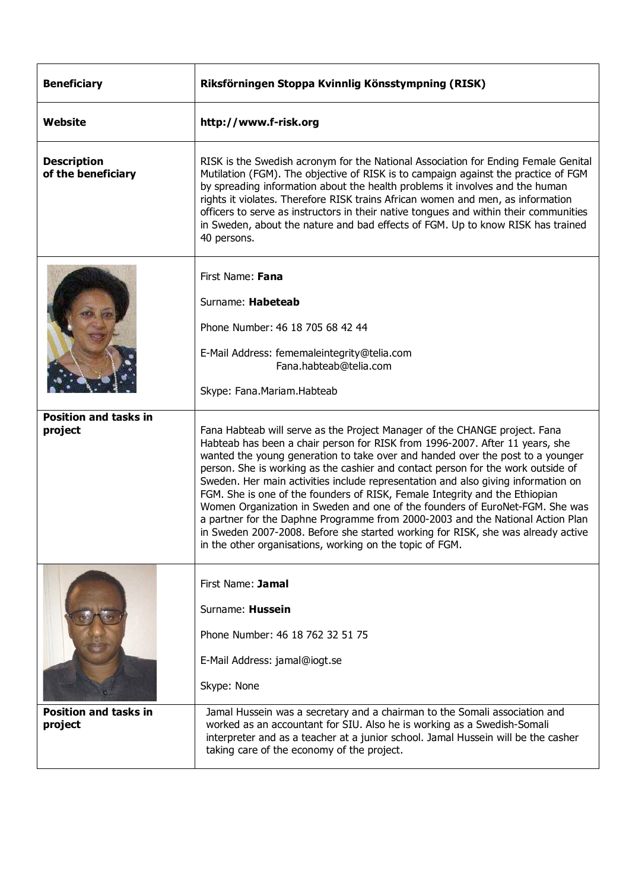| **Beneficiary** | **Riksförningen Stoppa Kvinnlig Könsstympning (RISK)** |
|---|---|
| **Website** | **http://www.f-risk.org** |
| **Description of the beneficiary** | RISK is the Swedish acronym for the National Association for Ending Female Genital Mutilation (FGM). The objective of RISK is to campaign against the practice of FGM by spreading information about the health problems it involves and the human rights it violates. Therefore RISK trains African women and men, as information officers to serve as instructors in their native tongues and within their communities in Sweden, about the nature and bad effects of FGM. Up to know RISK has trained 40 persons. |
| | First Name: **Fana**<br><br>Surname: **Habeteab**<br><br>Phone Number: 46 18 705 68 42 44<br><br>E-Mail Address: fememaleintegrity@telia.com<br>Fana.habteab@telia.com<br><br>Skype: Fana.Mariam.Habteab |
| **Position and tasks in project** | Fana Habteab will serve as the Project Manager of the CHANGE project. Fana Habteab has been a chair person for RISK from 1996-2007. After 11 years, she wanted the young generation to take over and handed over the post to a younger person. She is working as the cashier and contact person for the work outside of Sweden. Her main activities include representation and also giving information on FGM. She is one of the founders of RISK, Female Integrity and the Ethiopian Women Organization in Sweden and one of the founders of EuroNet-FGM. She was a partner for the Daphne Programme from 2000-2003 and the National Action Plan in Sweden 2007-2008. Before she started working for RISK, she was already active in the other organisations, working on the topic of FGM. |
| | First Name: **Jamal**<br><br>Surname: **Hussein**<br><br>Phone Number: 46 18 762 32 51 75<br><br>E-Mail Address: jamal@iogt.se<br><br>Skype: None |
| **Position and tasks in project** | Jamal Hussein was a secretary and a chairman to the Somali association and worked as an accountant for SIU. Also he is working as a Swedish-Somali interpreter and as a teacher at a junior school. Jamal Hussein will be the casher taking care of the economy of the project. |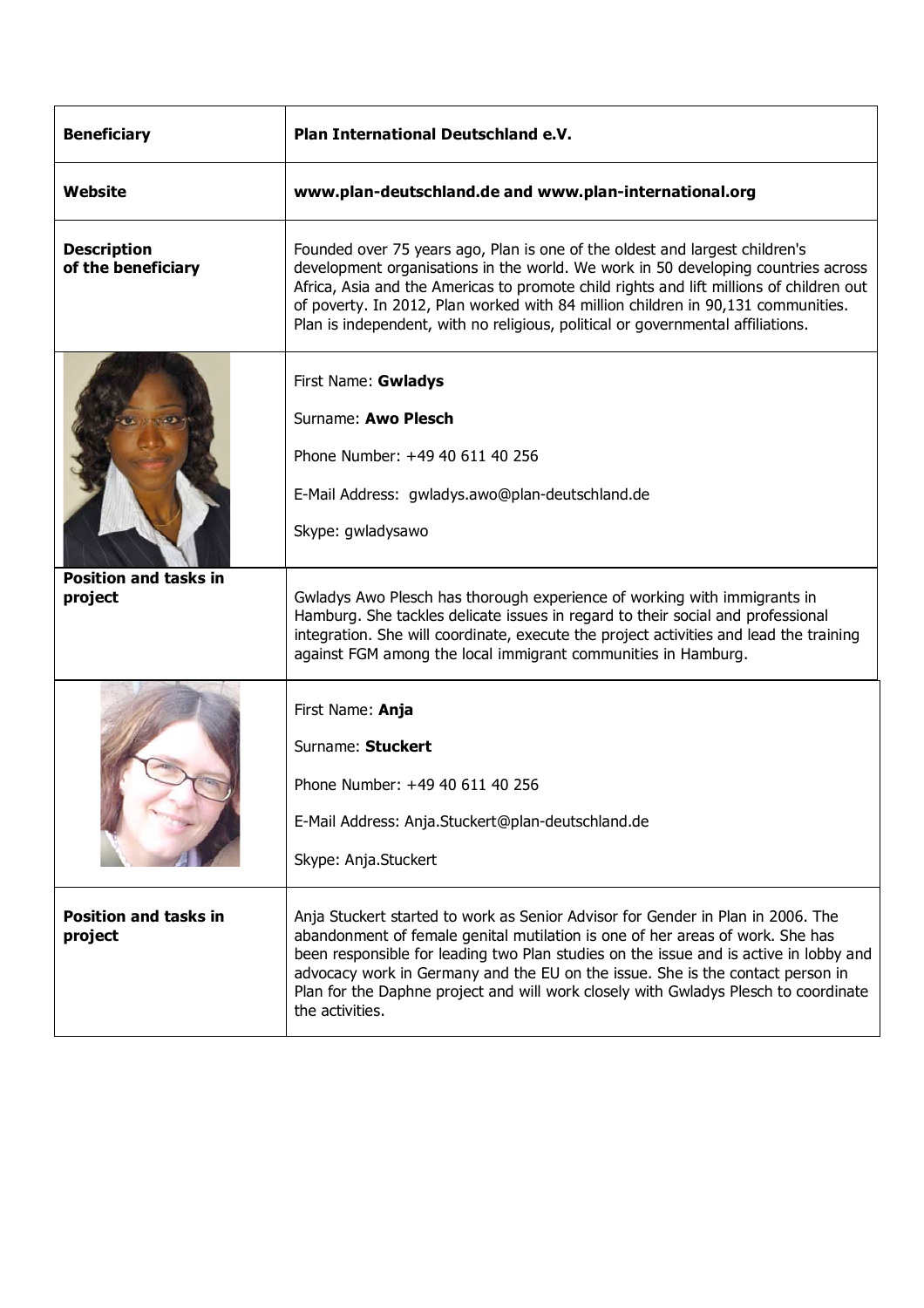| | |
|---|---|
| **Beneficiary** | **Plan International Deutschland e.V.** |
| **Website** | **www.plan-deutschland.de and www.plan-international.org** |
| **Description of the beneficiary** | Founded over 75 years ago, Plan is one of the oldest and largest children's development organisations in the world. We work in 50 developing countries across Africa, Asia and the Americas to promote child rights and lift millions of children out of poverty. In 2012, Plan worked with 84 million children in 90,131 communities. Plan is independent, with no religious, political or governmental affiliations. |
| | First Name: **Gwladys**<br><br>Surname: **Awo Plesch**<br><br>Phone Number: +49 40 611 40 256<br><br>E-Mail Address: gwladys.awo@plan-deutschland.de<br><br>Skype: gwladysawo |
| **Position and tasks in project** | Gwladys Awo Plesch has thorough experience of working with immigrants in Hamburg. She tackles delicate issues in regard to their social and professional integration. She will coordinate, execute the project activities and lead the training against FGM among the local immigrant communities in Hamburg. |
| | First Name: **Anja**<br><br>Surname: **Stuckert**<br><br>Phone Number: +49 40 611 40 256<br><br>E-Mail Address: Anja.Stuckert@plan-deutschland.de<br><br>Skype: Anja.Stuckert |
| **Position and tasks in project** | Anja Stuckert started to work as Senior Advisor for Gender in Plan in 2006. The abandonment of female genital mutilation is one of her areas of work. She has been responsible for leading two Plan studies on the issue and is active in lobby and advocacy work in Germany and the EU on the issue. She is the contact person in Plan for the Daphne project and will work closely with Gwladys Plesch to coordinate the activities. |